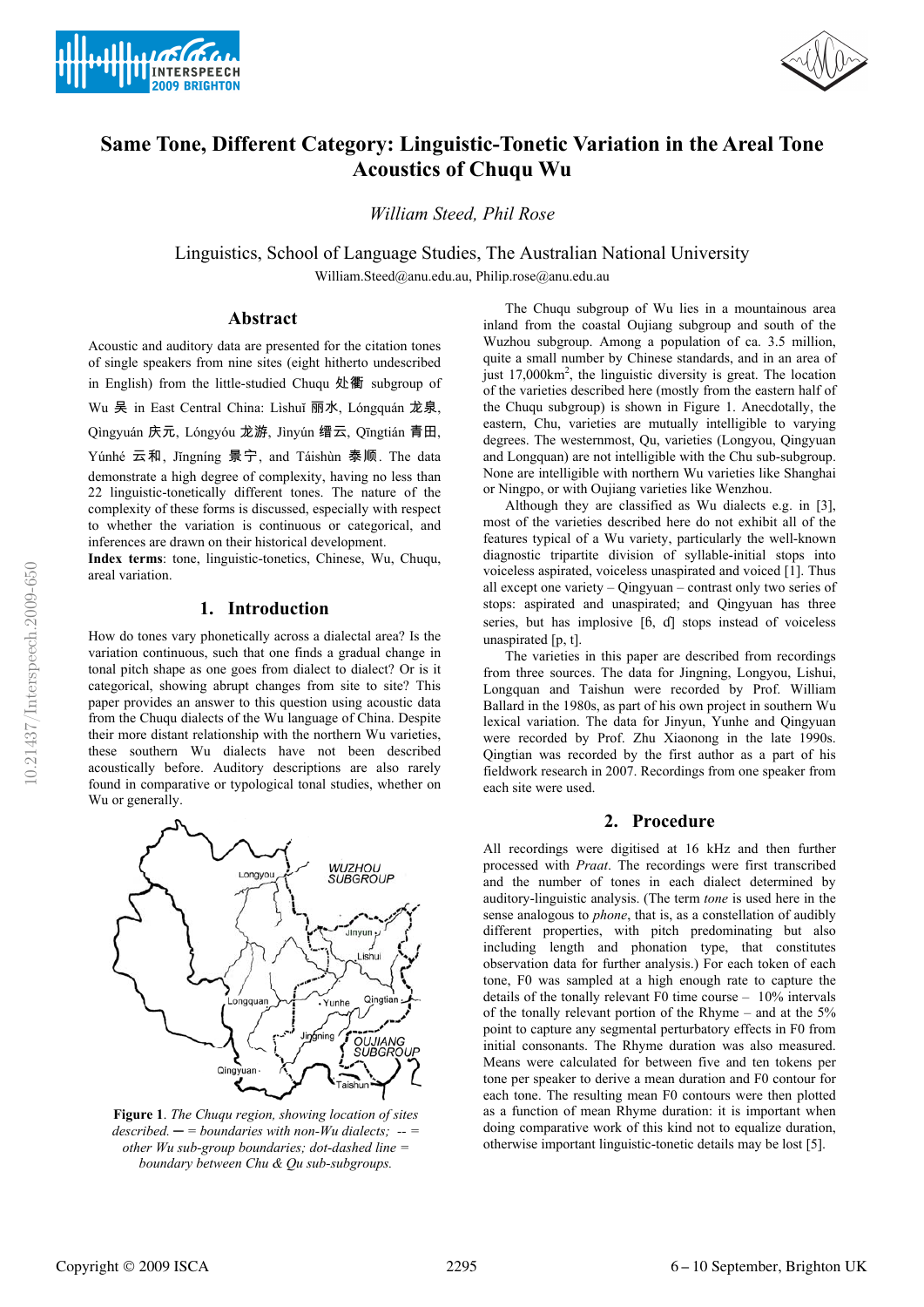# Same Tone, Different Category: Linguistic-Tonetic Variation in the Areal Tone Acoustics of Chuqu Wu

*William Steed, Phil Rose*

Linguistics, School of Language Studies, The Australian National University

William.Steed@anu.edu.au, Philip.rose@anu.edu.au

## Abstract

Acoustic and auditory data are presented for the citation tones of single speakers from nine sites (eight hitherto undescribed in English) from the little-studied Chuqu 处衢 subgroup of Wu 吴 in East Central China: Lìshuǐ 丽水, Lóngquán 龙泉, Qìngyuán 庆元, Lóngyóu 龙游, Jìnyún 缙云, Qīngtián 青田, Yúnhé 云和, Jǐngníng 景宁, and Táishùn 泰顺. The data demonstrate a high degree of complexity, having no less than 22 linguistic-tonetically different tones. The nature of the complexity of these forms is discussed, especially with respect to whether the variation is continuous or categorical, and inferences are drawn on their historical development.

**Index terms**: tone, linguistic-tonetics, Chinese, Wu, Chuqu, areal variation.

## 1. Introduction

How do tones vary phonetically across a dialectal area? Is the variation continuous, such that one finds a gradual change in tonal pitch shape as one goes from dialect to dialect? Or is it categorical, showing abrupt changes from site to site? This paper provides an answer to this question using acoustic data from the Chuqu dialects of the Wu language of China. Despite their more distant relationship with the northern Wu varieties, these southern Wu dialects have not been described acoustically before. Auditory descriptions are also rarely found in comparative or typological tonal studies, whether on Wu or generally.

**Figure 1**. *The Chuqu region, showing location of sites described. — = boundaries with non-Wu dialects; -- = other Wu sub-group boundaries; dot-dashed line = boundary between Chu & Qu sub-subgroups.*

The Chuqu subgroup of Wu lies in a mountainous area inland from the coastal Oujiang subgroup and south of the Wuzhou subgroup. Among a population of ca. 3.5 million, quite a small number by Chinese standards, and in an area of just 17,000km$^2$, the linguistic diversity is great. The location of the varieties described here (mostly from the eastern half of the Chuqu subgroup) is shown in Figure 1. Anecdotally, the eastern, Chu, varieties are mutually intelligible to varying degrees. The westernmost, Qu, varieties (Longyou, Qingyuan and Longquan) are not intelligible with the Chu sub-subgroup. None are intelligible with northern Wu varieties like Shanghai or Ningpo, or with Oujiang varieties like Wenzhou.

Although they are classified as Wu dialects e.g. in [3], most of the varieties described here do not exhibit all of the features typical of a Wu variety, particularly the well-known diagnostic tripartite division of syllable-initial stops into voiceless aspirated, voiceless unaspirated and voiced [1]. Thus all except one variety – Qingyuan – contrast only two series of stops: aspirated and unaspirated; and Qingyuan has three series, but has implosive [ɓ, ɗ] stops instead of voiceless unaspirated [p, t].

The varieties in this paper are described from recordings from three sources. The data for Jingning, Longyou, Lishui, Longquan and Taishun were recorded by Prof. William Ballard in the 1980s, as part of his own project in southern Wu lexical variation. The data for Jinyun, Yunhe and Qingyuan were recorded by Prof. Zhu Xiaonong in the late 1990s. Qingtian was recorded by the first author as a part of his fieldwork research in 2007. Recordings from one speaker from each site were used.

## 2. Procedure

All recordings were digitised at 16 kHz and then further processed with *Praat*. The recordings were first transcribed and the number of tones in each dialect determined by auditory-linguistic analysis. (The term *tone* is used here in the sense analogous to *phone*, that is, as a constellation of audibly different properties, with pitch predominating but also including length and phonation type, that constitutes observation data for further analysis.) For each token of each tone, F0 was sampled at a high enough rate to capture the details of the tonally relevant F0 time course – 10% intervals of the tonally relevant portion of the Rhyme – and at the 5% point to capture any segmental perturbatory effects in F0 from initial consonants. The Rhyme duration was also measured. Means were calculated for between five and ten tokens per tone per speaker to derive a mean duration and F0 contour for each tone. The resulting mean F0 contours were then plotted as a function of mean Rhyme duration: it is important when doing comparative work of this kind not to equalize duration, otherwise important linguistic-tonetic details may be lost [5].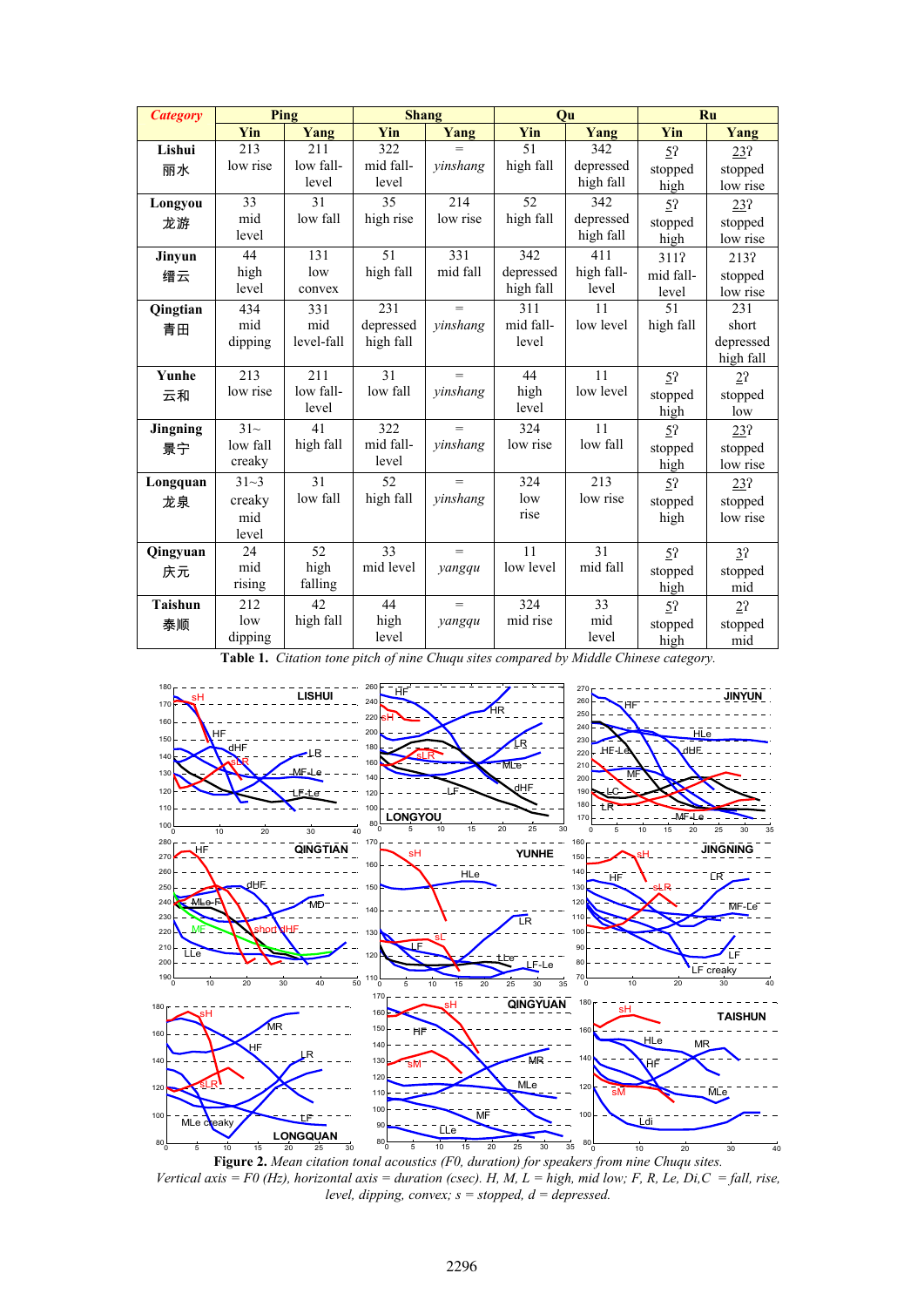| Category | Ping | | Shang | | Qu | | Ru | |
|---|---|---|---|---|---|---|---|---|
| | Yin | Yang | Yin | Yang | Yin | Yang | Yin | Yang |
| **Lishui** 丽水 | 213 low rise | 211 low fall-level | 322 mid fall-level | = *yinshang* | 51 high fall | 342 depressed high fall | 5ʔ stopped high | 23ʔ stopped low rise |
| **Longyou** 龙游 | 33 mid level | 31 low fall | 35 high rise | 214 low rise | 52 high fall | 342 depressed high fall | 5ʔ stopped high | 23ʔ stopped low rise |
| **Jinyun** 缙云 | 44 high level | 131 low convex | 51 high fall | 331 mid fall | 342 depressed high fall | 411 high fall-level | 311ʔ mid fall-level | 213ʔ stopped low rise |
| **Qingtian** 青田 | 434 mid dipping | 331 mid level-fall | 231 depressed high fall | = *yinshang* | 311 mid fall-level | 11 low level | 51 high fall | 231 short depressed high fall |
| **Yunhe** 云和 | 213 low rise | 211 low fall-level | 31 low fall | = *yinshang* | 44 high level | 11 low level | 5ʔ stopped high | 2ʔ stopped low |
| **Jingning** 景宁 | 31~ low fall creaky | 41 high fall | 322 mid fall-level | = *yinshang* | 324 low rise | 11 low fall | 5ʔ stopped high | 23ʔ stopped low rise |
| **Longquan** 龙泉 | 31~3 creaky mid level | 31 low fall | 52 high fall | = *yinshang* | 324 low rise | 213 low rise | 5ʔ stopped high | 23ʔ stopped low rise |
| **Qingyuan** 庆元 | 24 mid rising | 52 high falling | 33 mid level | = *yangqu* | 11 low level | 31 mid fall | 5ʔ stopped high | 3ʔ stopped mid |
| **Taishun** 泰顺 | 212 low dipping | 42 high fall | 44 high level | = *yangqu* | 324 mid rise | 33 mid level | 5ʔ stopped high | 2ʔ stopped mid |

**Table 1.** *Citation tone pitch of nine Chuqu sites compared by Middle Chinese category.*

**Figure 2.** *Mean citation tonal acoustics (F0, duration) for speakers from nine Chuqu sites. Vertical axis = F0 (Hz), horizontal axis = duration (csec). H, M, L = high, mid low; F, R, Le, Di, C = fall, rise, level, dipping, convex; s = stopped, d = depressed.*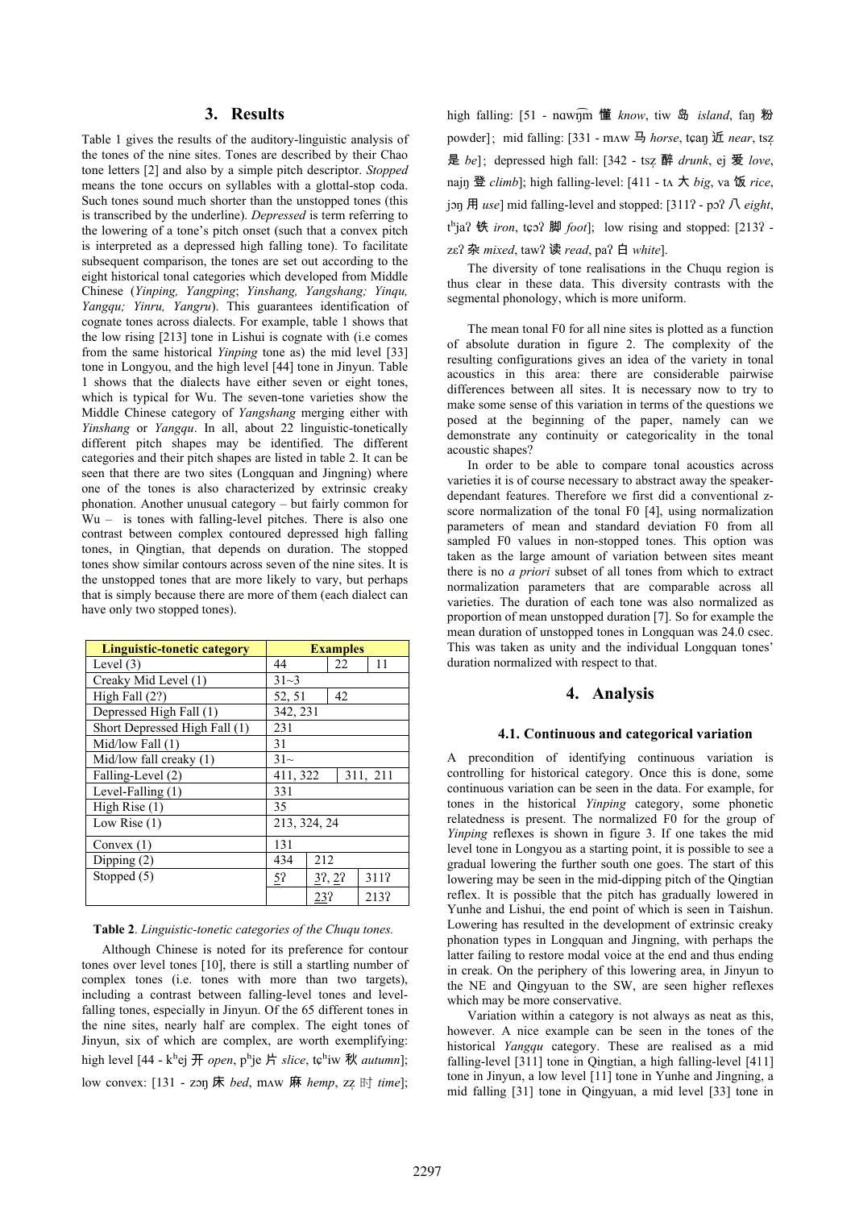## 3. Results

Table 1 gives the results of the auditory-linguistic analysis of the tones of the nine sites. Tones are described by their Chao tone letters [2] and also by a simple pitch descriptor. *Stopped* means the tone occurs on syllables with a glottal-stop coda. Such tones sound much shorter than the unstopped tones (this is transcribed by the underline). *Depressed* is term referring to the lowering of a tone's pitch onset (such that a convex pitch is interpreted as a depressed high falling tone). To facilitate subsequent comparison, the tones are set out according to the eight historical tonal categories which developed from Middle Chinese (*Yinping, Yangping*; *Yinshang, Yangshang; Yinqu, Yangqu; Yinru, Yangru*). This guarantees identification of cognate tones across dialects. For example, table 1 shows that the low rising [213] tone in Lishui is cognate with (i.e comes from the same historical *Yinping* tone as) the mid level [33] tone in Longyou, and the high level [44] tone in Jinyun. Table 1 shows that the dialects have either seven or eight tones, which is typical for Wu. The seven-tone varieties show the Middle Chinese category of *Yangshang* merging either with *Yinshang* or *Yangqu*. In all, about 22 linguistic-tonetically different pitch shapes may be identified. The different categories and their pitch shapes are listed in table 2. It can be seen that there are two sites (Longquan and Jingning) where one of the tones is also characterized by extrinsic creaky phonation. Another unusual category – but fairly common for Wu – is tones with falling-level pitches. There is also one contrast between complex contoured depressed high falling tones, in Qingtian, that depends on duration. The stopped tones show similar contours across seven of the nine sites. It is the unstopped tones that are more likely to vary, but perhaps that is simply because there are more of them (each dialect can have only two stopped tones).

| Linguistic-tonetic category | Examples | | |
|---|---|---|---|
| Level (3) | 44 | 22 | 11 |
| Creaky Mid Level (1) | 31~3 | | |
| High Fall (2?) | 52, 51 | 42 | |
| Depressed High Fall (1) | 342, 231 | | |
| Short Depressed High Fall (1) | 231 | | |
| Mid/low Fall (1) | 31 | | |
| Mid/low fall creaky (1) | 31~ | | |
| Falling-Level (2) | 411, 322 | 311, 211 | |
| Level-Falling (1) | 331 | | |
| High Rise (1) | 35 | | |
| Low Rise (1) | 213, 324, 24 | | |
| Convex (1) | 131 | | |
| Dipping (2) | 434 | 212 | |
| Stopped (5) | 5ʔ | 3ʔ, 2ʔ | 311ʔ |
| | | 23ʔ | 213ʔ |

**Table 2**. *Linguistic-tonetic categories of the Chuqu tones.*

Although Chinese is noted for its preference for contour tones over level tones [10], there is still a startling number of complex tones (i.e. tones with more than two targets), including a contrast between falling-level tones and level-falling tones, especially in Jinyun. Of the 65 different tones in the nine sites, nearly half are complex. The eight tones of Jinyun, six of which are complex, are worth exemplifying: high level [44 - kʰej 开 *open*, pʰje 片 *slice*, tɕʰiw 秋 *autumn*]; low convex: [131 - zɔŋ 床 *bed*, mʌw 麻 *hemp*, zẓ 时 *time*]; high falling: [51 - nɑw͡ŋm 懂 *know*, tiw 岛 *island*, faŋ 粉 powder]；mid falling: [331 - mʌw 马 *horse*, tɕaŋ 近 *near*, tsẓ 是 *be*]；depressed high fall: [342 - tsẓ 醉 *drunk*, ej 爱 *love*, najŋ 登 *climb*]; high falling-level: [411 - tʌ 大 *big*, va 饭 *rice*, jɔŋ 用 *use*] mid falling-level and stopped: [311ʔ - pɔʔ 八 *eight*, tʰjaʔ 铁 *iron*, tɕɔʔ 脚 *foot*]; low rising and stopped: [213ʔ - zɛʔ 杂 *mixed*, tawʔ 读 *read*, paʔ 白 *white*].

The diversity of tone realisations in the Chuqu region is thus clear in these data. This diversity contrasts with the segmental phonology, which is more uniform.

The mean tonal F0 for all nine sites is plotted as a function of absolute duration in figure 2. The complexity of the resulting configurations gives an idea of the variety in tonal acoustics in this area: there are considerable pairwise differences between all sites. It is necessary now to try to make some sense of this variation in terms of the questions we posed at the beginning of the paper, namely can we demonstrate any continuity or categoricality in the tonal acoustic shapes?

In order to be able to compare tonal acoustics across varieties it is of course necessary to abstract away the speaker-dependant features. Therefore we first did a conventional z-score normalization of the tonal F0 [4], using normalization parameters of mean and standard deviation F0 from all sampled F0 values in non-stopped tones. This option was taken as the large amount of variation between sites meant there is no *a priori* subset of all tones from which to extract normalization parameters that are comparable across all varieties. The duration of each tone was also normalized as proportion of mean unstopped duration [7]. So for example the mean duration of unstopped tones in Longquan was 24.0 csec. This was taken as unity and the individual Longquan tones' duration normalized with respect to that.

## 4. Analysis

### 4.1. Continuous and categorical variation

A precondition of identifying continuous variation is controlling for historical category. Once this is done, some continuous variation can be seen in the data. For example, for tones in the historical *Yinping* category, some phonetic relatedness is present. The normalized F0 for the group of *Yinping* reflexes is shown in figure 3. If one takes the mid level tone in Longyou as a starting point, it is possible to see a gradual lowering the further south one goes. The start of this lowering may be seen in the mid-dipping pitch of the Qingtian reflex. It is possible that the pitch has gradually lowered in Yunhe and Lishui, the end point of which is seen in Taishun. Lowering has resulted in the development of extrinsic creaky phonation types in Longquan and Jingning, with perhaps the latter failing to restore modal voice at the end and thus ending in creak. On the periphery of this lowering area, in Jinyun to the NE and Qingyuan to the SW, are seen higher reflexes which may be more conservative.

Variation within a category is not always as neat as this, however. A nice example can be seen in the tones of the historical *Yangqu* category. These are realised as a mid falling-level [311] tone in Qingtian, a high falling-level [411] tone in Jinyun, a low level [11] tone in Yunhe and Jingning, a mid falling [31] tone in Qingyuan, a mid level [33] tone in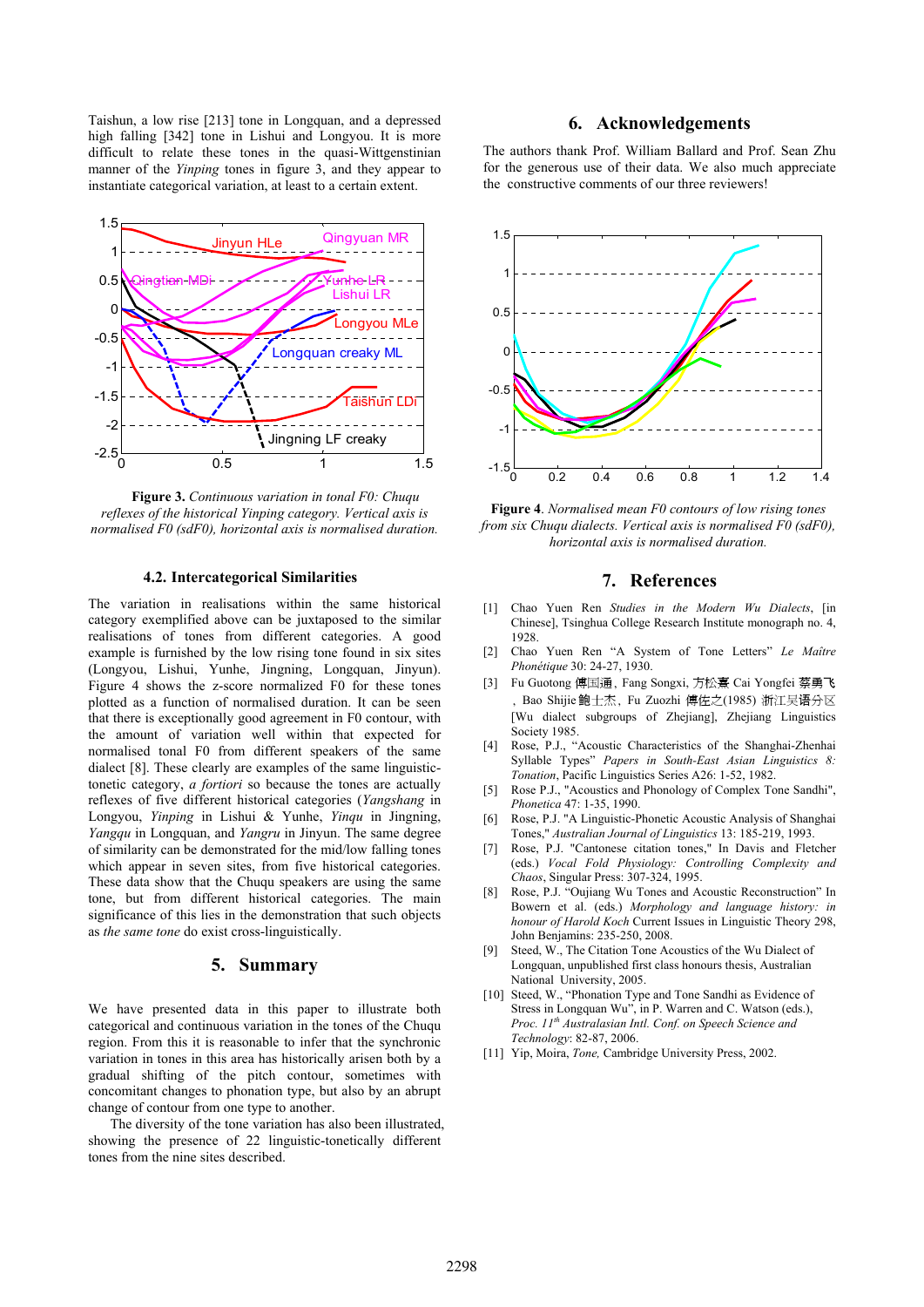Taishun, a low rise [213] tone in Longquan, and a depressed high falling [342] tone in Lishui and Longyou. It is more difficult to relate these tones in the quasi-Wittgenstinian manner of the *Yinping* tones in figure 3, and they appear to instantiate categorical variation, at least to a certain extent.

1.5
1
0.5
0
-0.5
-1
-1.5
-2
-2.5
0
0.5
1
1.5
Jinyun HLe
Qingyuan MR
Qingtian MDi
Yunhe LR
Lishui LR
Longyou MLe
Longquan creaky ML
Taishun LDi
Jingning LF creaky

**Figure 3.** *Continuous variation in tonal F0: Chuqu reflexes of the historical Yinping category. Vertical axis is normalised F0 (sdF0), horizontal axis is normalised duration.*

### 4.2. Intercategorical Similarities

The variation in realisations within the same historical category exemplified above can be juxtaposed to the similar realisations of tones from different categories. A good example is furnished by the low rising tone found in six sites (Longyou, Lishui, Yunhe, Jingning, Longquan, Jinyun). Figure 4 shows the z-score normalized F0 for these tones plotted as a function of normalised duration. It can be seen that there is exceptionally good agreement in F0 contour, with the amount of variation well within that expected for normalised tonal F0 from different speakers of the same dialect [8]. These clearly are examples of the same linguistic-tonetic category, *a fortiori* so because the tones are actually reflexes of five different historical categories (*Yangshang* in Longyou, *Yinping* in Lishui & Yunhe, *Yinqu* in Jingning, *Yangqu* in Longquan, and *Yangru* in Jinyun. The same degree of similarity can be demonstrated for the mid/low falling tones which appear in seven sites, from five historical categories. These data show that the Chuqu speakers are using the same tone, but from different historical categories. The main significance of this lies in the demonstration that such objects as *the same tone* do exist cross-linguistically.

## 5. Summary

We have presented data in this paper to illustrate both categorical and continuous variation in the tones of the Chuqu region. From this it is reasonable to infer that the synchronic variation in tones in this area has historically arisen both by a gradual shifting of the pitch contour, sometimes with concomitant changes to phonation type, but also by an abrupt change of contour from one type to another.

The diversity of the tone variation has also been illustrated, showing the presence of 22 linguistic-tonetically different tones from the nine sites described.

## 6. Acknowledgements

The authors thank Prof. William Ballard and Prof. Sean Zhu for the generous use of their data. We also much appreciate the constructive comments of our three reviewers!

1.5
1
0.5
0
-0.5
-1
-1.5
0
0.2
0.4
0.6
0.8
1
1.2
1.4

**Figure 4**. *Normalised mean F0 contours of low rising tones from six Chuqu dialects. Vertical axis is normalised F0 (sdF0), horizontal axis is normalised duration.*

## 7. References

[1] Chao Yuen Ren *Studies in the Modern Wu Dialects*, [in Chinese], Tsinghua College Research Institute monograph no. 4, 1928.

[2] Chao Yuen Ren "A System of Tone Letters" *Le Maître Phonétique* 30: 24-27, 1930.

[3] Fu Guotong 傅国通, Fang Songxi, 方松熹 Cai Yongfei 蔡勇飞, Bao Shijie 鲍士杰, Fu Zuozhi 傅佐之(1985) 浙江吴语分区 [Wu dialect subgroups of Zhejiang], Zhejiang Linguistics Society 1985.

[4] Rose, P.J., "Acoustic Characteristics of the Shanghai-Zhenhai Syllable Types" *Papers in South-East Asian Linguistics 8: Tonation*, Pacific Linguistics Series A26: 1-52, 1982.

[5] Rose P.J., "Acoustics and Phonology of Complex Tone Sandhi", *Phonetica* 47: 1-35, 1990.

[6] Rose, P.J. "A Linguistic-Phonetic Acoustic Analysis of Shanghai Tones," *Australian Journal of Linguistics* 13: 185-219, 1993.

[7] Rose, P.J. "Cantonese citation tones," In Davis and Fletcher (eds.) *Vocal Fold Physiology: Controlling Complexity and Chaos*, Singular Press: 307-324, 1995.

[8] Rose, P.J. "Oujiang Wu Tones and Acoustic Reconstruction" In Bowern et al. (eds.) *Morphology and language history: in honour of Harold Koch* Current Issues in Linguistic Theory 298, John Benjamins: 235-250, 2008.

[9] Steed, W., The Citation Tone Acoustics of the Wu Dialect of Longquan, unpublished first class honours thesis, Australian National University, 2005.

[10] Steed, W., "Phonation Type and Tone Sandhi as Evidence of Stress in Longquan Wu", in P. Warren and C. Watson (eds.), *Proc. 11th Australasian Intl. Conf. on Speech Science and Technology*: 82-87, 2006.

[11] Yip, Moira, *Tone,* Cambridge University Press, 2002.